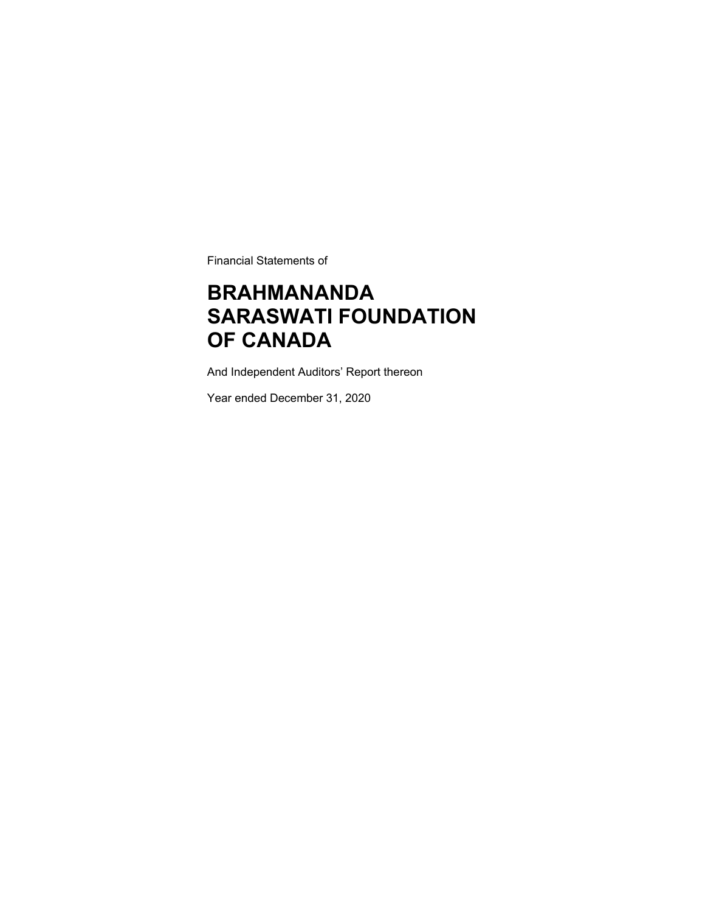Financial Statements of

# BRAHMANANDA SARASWATI FOUNDATION OF CANADA

And Independent Auditors' Report thereon

Year ended December 31, 2020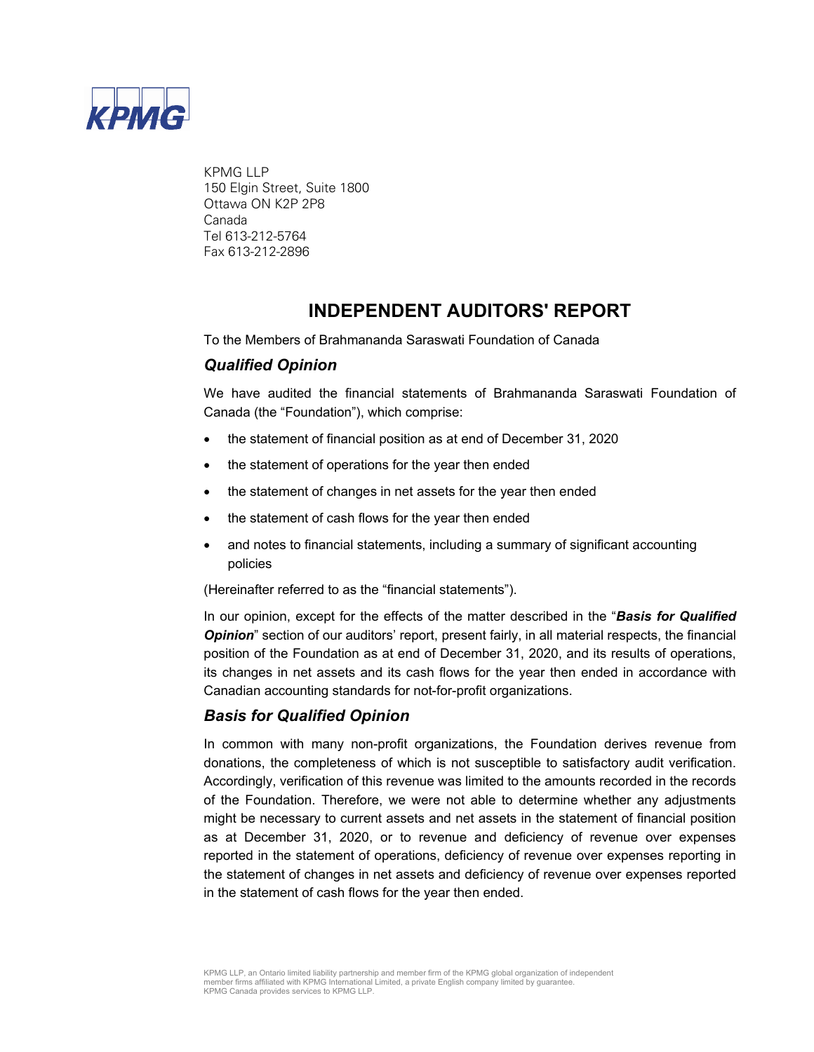KPMG LLP
150 Elgin Street, Suite 1800
Ottawa ON K2P 2P8
Canada
Tel 613-212-5764
Fax 613-212-2896

# INDEPENDENT AUDITORS' REPORT

To the Members of Brahmananda Saraswati Foundation of Canada

## *Qualified Opinion*

We have audited the financial statements of Brahmananda Saraswati Foundation of Canada (the "Foundation"), which comprise:

- the statement of financial position as at end of December 31, 2020
- the statement of operations for the year then ended
- the statement of changes in net assets for the year then ended
- the statement of cash flows for the year then ended
- and notes to financial statements, including a summary of significant accounting policies

(Hereinafter referred to as the "financial statements").

In our opinion, except for the effects of the matter described in the "***Basis for Qualified Opinion***" section of our auditors' report, present fairly, in all material respects, the financial position of the Foundation as at end of December 31, 2020, and its results of operations, its changes in net assets and its cash flows for the year then ended in accordance with Canadian accounting standards for not-for-profit organizations.

## *Basis for Qualified Opinion*

In common with many non-profit organizations, the Foundation derives revenue from donations, the completeness of which is not susceptible to satisfactory audit verification. Accordingly, verification of this revenue was limited to the amounts recorded in the records of the Foundation. Therefore, we were not able to determine whether any adjustments might be necessary to current assets and net assets in the statement of financial position as at December 31, 2020, or to revenue and deficiency of revenue over expenses reported in the statement of operations, deficiency of revenue over expenses reporting in the statement of changes in net assets and deficiency of revenue over expenses reported in the statement of cash flows for the year then ended.

KPMG LLP, an Ontario limited liability partnership and member firm of the KPMG global organization of independent member firms affiliated with KPMG International Limited, a private English company limited by guarantee.
KPMG Canada provides services to KPMG LLP.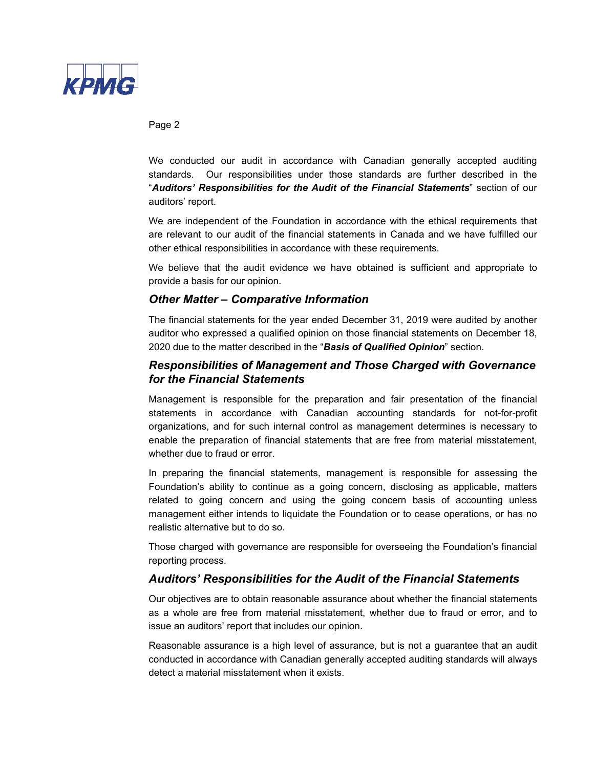We conducted our audit in accordance with Canadian generally accepted auditing standards. Our responsibilities under those standards are further described in the "***Auditors' Responsibilities for the Audit of the Financial Statements***" section of our auditors' report.

We are independent of the Foundation in accordance with the ethical requirements that are relevant to our audit of the financial statements in Canada and we have fulfilled our other ethical responsibilities in accordance with these requirements.

We believe that the audit evidence we have obtained is sufficient and appropriate to provide a basis for our opinion.

### *Other Matter – Comparative Information*

The financial statements for the year ended December 31, 2019 were audited by another auditor who expressed a qualified opinion on those financial statements on December 18, 2020 due to the matter described in the "***Basis of Qualified Opinion***" section.

### *Responsibilities of Management and Those Charged with Governance for the Financial Statements*

Management is responsible for the preparation and fair presentation of the financial statements in accordance with Canadian accounting standards for not-for-profit organizations, and for such internal control as management determines is necessary to enable the preparation of financial statements that are free from material misstatement, whether due to fraud or error.

In preparing the financial statements, management is responsible for assessing the Foundation's ability to continue as a going concern, disclosing as applicable, matters related to going concern and using the going concern basis of accounting unless management either intends to liquidate the Foundation or to cease operations, or has no realistic alternative but to do so.

Those charged with governance are responsible for overseeing the Foundation's financial reporting process.

### *Auditors' Responsibilities for the Audit of the Financial Statements*

Our objectives are to obtain reasonable assurance about whether the financial statements as a whole are free from material misstatement, whether due to fraud or error, and to issue an auditors' report that includes our opinion.

Reasonable assurance is a high level of assurance, but is not a guarantee that an audit conducted in accordance with Canadian generally accepted auditing standards will always detect a material misstatement when it exists.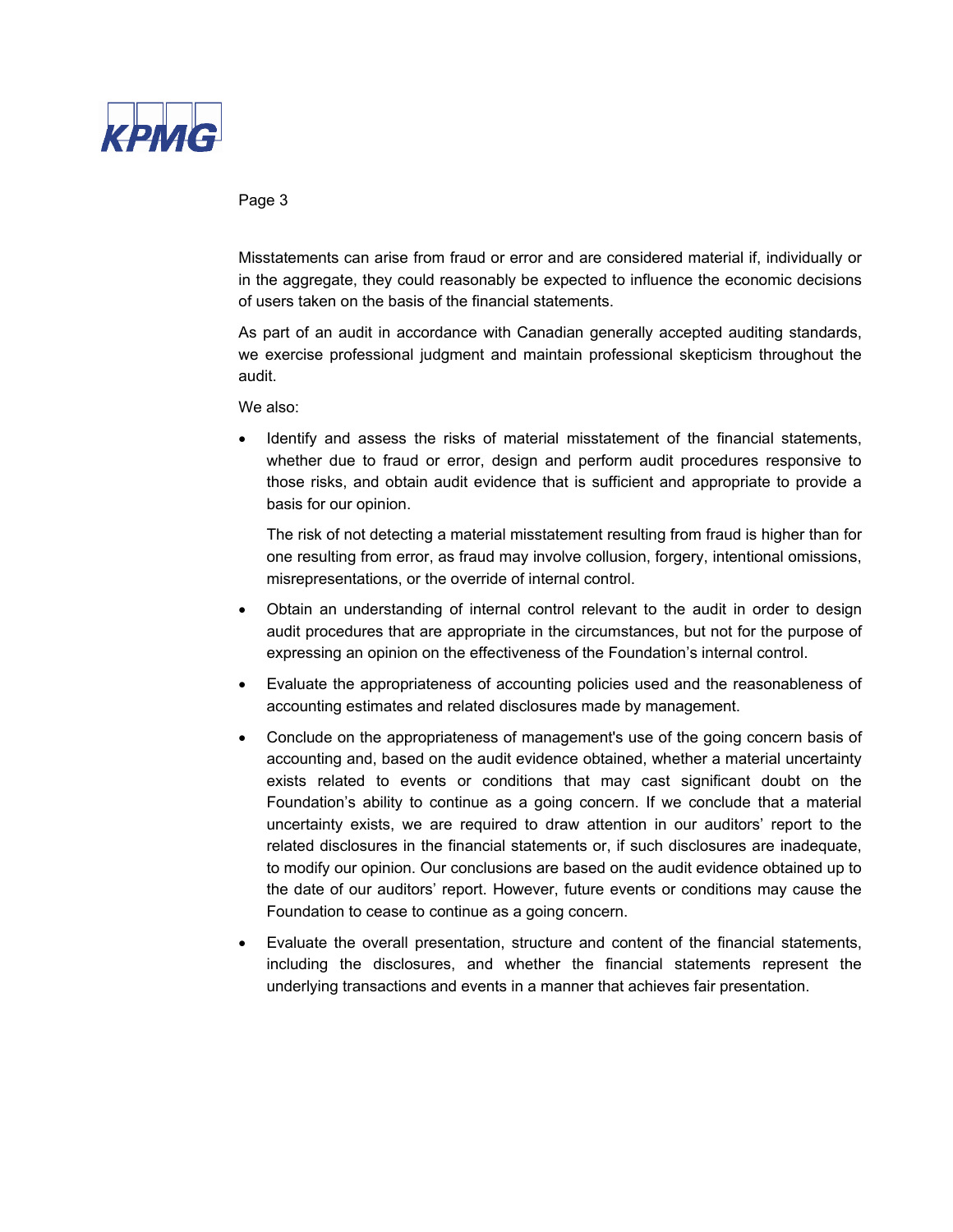Misstatements can arise from fraud or error and are considered material if, individually or in the aggregate, they could reasonably be expected to influence the economic decisions of users taken on the basis of the financial statements.

As part of an audit in accordance with Canadian generally accepted auditing standards, we exercise professional judgment and maintain professional skepticism throughout the audit.

We also:

- Identify and assess the risks of material misstatement of the financial statements, whether due to fraud or error, design and perform audit procedures responsive to those risks, and obtain audit evidence that is sufficient and appropriate to provide a basis for our opinion.

  The risk of not detecting a material misstatement resulting from fraud is higher than for one resulting from error, as fraud may involve collusion, forgery, intentional omissions, misrepresentations, or the override of internal control.

- Obtain an understanding of internal control relevant to the audit in order to design audit procedures that are appropriate in the circumstances, but not for the purpose of expressing an opinion on the effectiveness of the Foundation's internal control.

- Evaluate the appropriateness of accounting policies used and the reasonableness of accounting estimates and related disclosures made by management.

- Conclude on the appropriateness of management's use of the going concern basis of accounting and, based on the audit evidence obtained, whether a material uncertainty exists related to events or conditions that may cast significant doubt on the Foundation's ability to continue as a going concern. If we conclude that a material uncertainty exists, we are required to draw attention in our auditors' report to the related disclosures in the financial statements or, if such disclosures are inadequate, to modify our opinion. Our conclusions are based on the audit evidence obtained up to the date of our auditors' report. However, future events or conditions may cause the Foundation to cease to continue as a going concern.

- Evaluate the overall presentation, structure and content of the financial statements, including the disclosures, and whether the financial statements represent the underlying transactions and events in a manner that achieves fair presentation.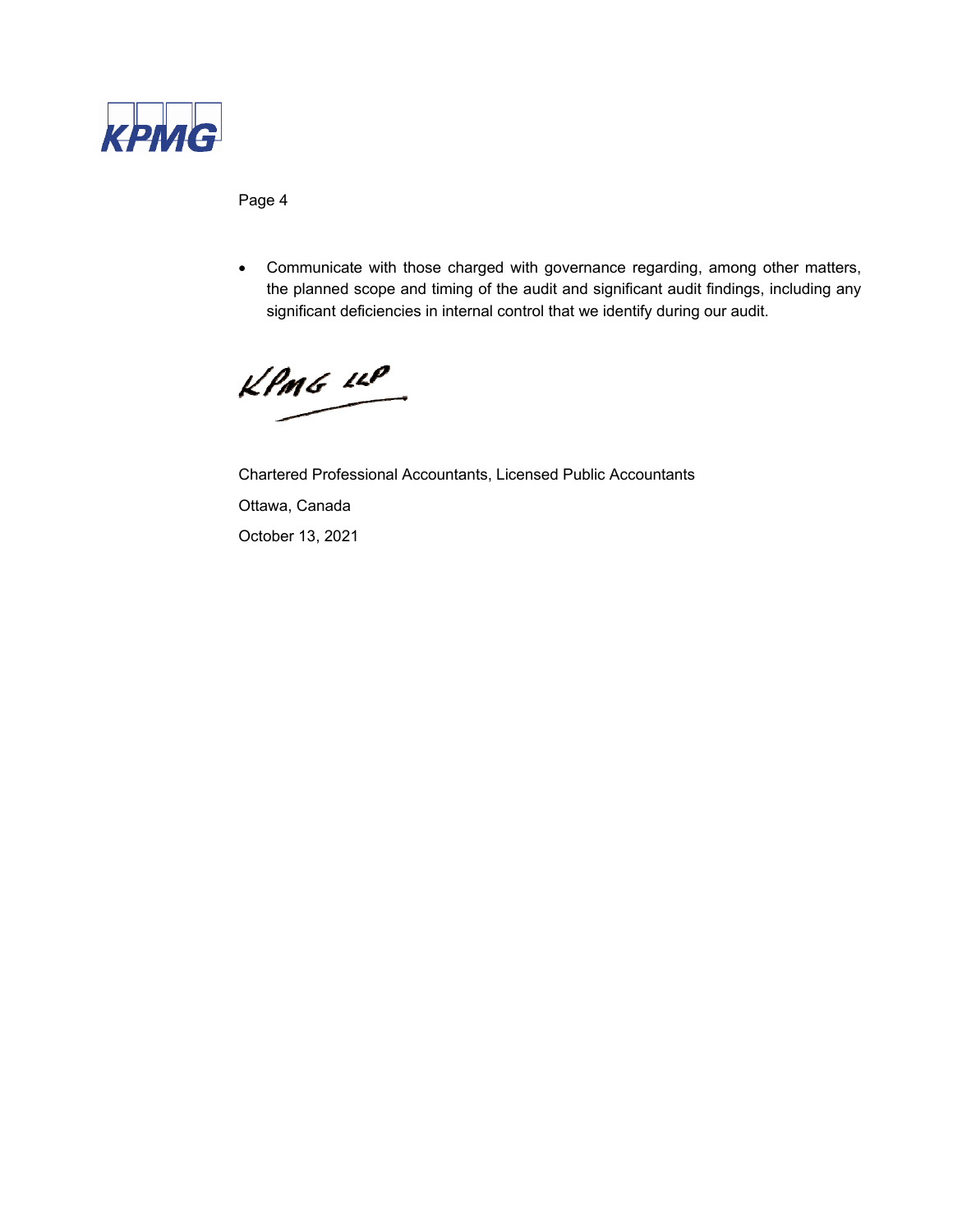- Communicate with those charged with governance regarding, among other matters, the planned scope and timing of the audit and significant audit findings, including any significant deficiencies in internal control that we identify during our audit.

KPMG LLP

Chartered Professional Accountants, Licensed Public Accountants

Ottawa, Canada

October 13, 2021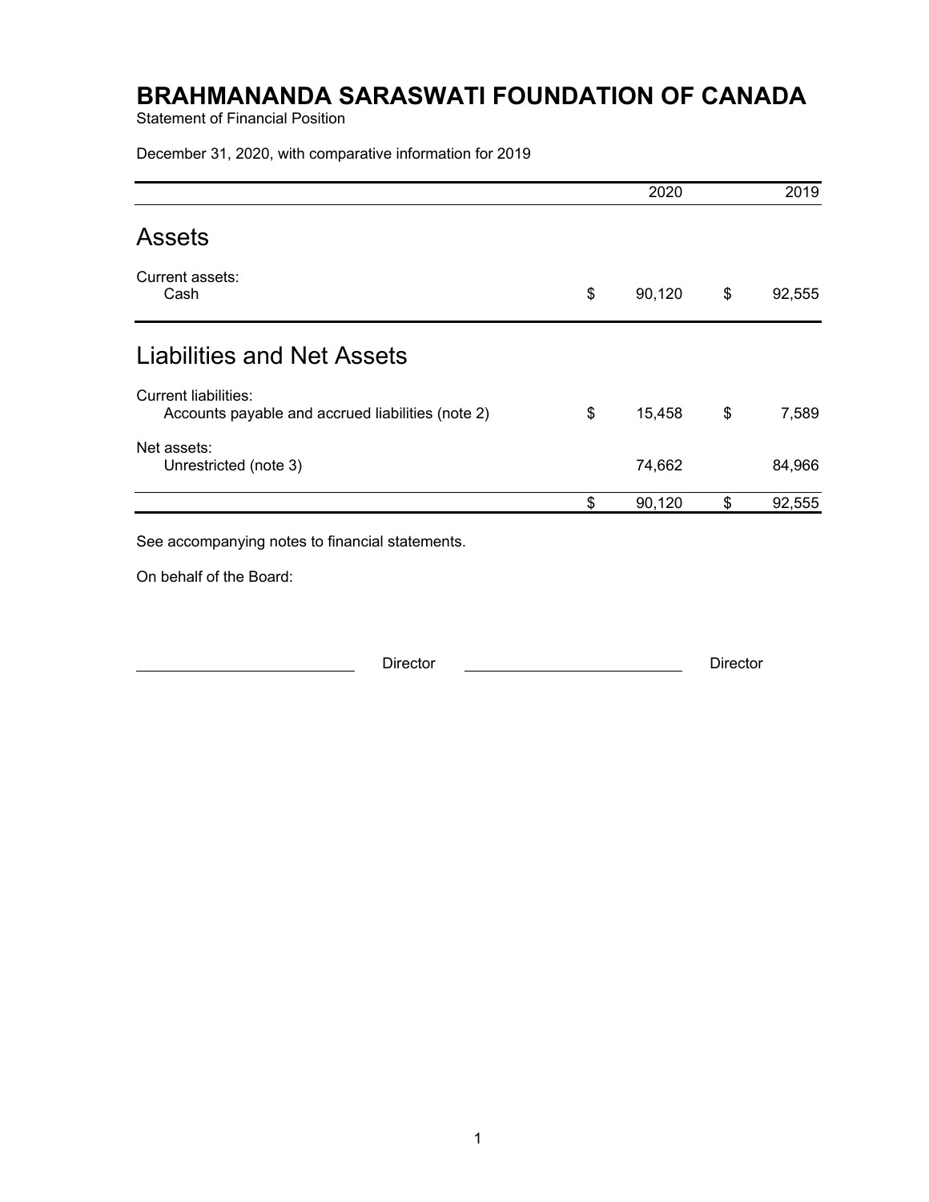# BRAHMANANDA SARASWATI FOUNDATION OF CANADA

Statement of Financial Position

December 31, 2020, with comparative information for 2019

| | 2020 | 2019 |
|---|---|---|
| **Assets** | | |
| Current assets: | | |
| Cash | $ 90,120 | $ 92,555 |
| **Liabilities and Net Assets** | | |
| Current liabilities: | | |
| Accounts payable and accrued liabilities (note 2) | $ 15,458 | $ 7,589 |
| Net assets: | | |
| Unrestricted (note 3) | 74,662 | 84,966 |
| | $ 90,120 | $ 92,555 |

See accompanying notes to financial statements.

On behalf of the Board:

\_\_\_\_\_\_\_\_\_\_\_\_\_\_\_\_\_\_\_\_\_\_ Director \_\_\_\_\_\_\_\_\_\_\_\_\_\_\_\_\_\_\_\_\_\_ Director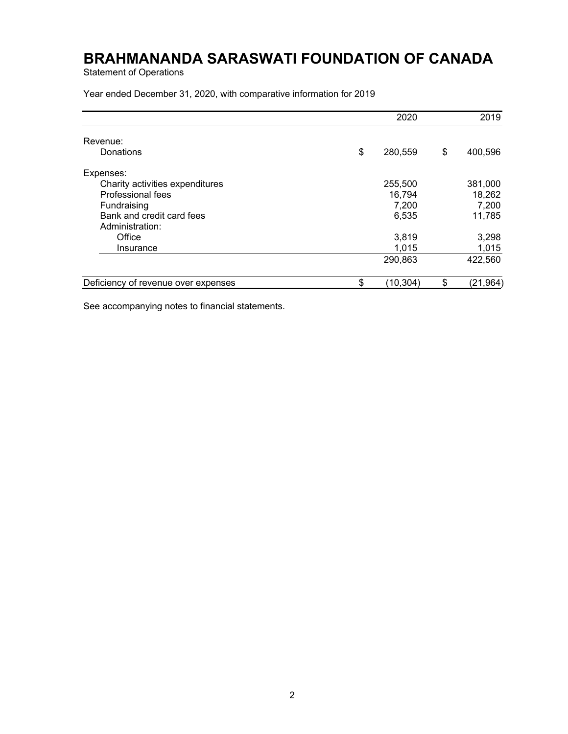# BRAHMANANDA SARASWATI FOUNDATION OF CANADA

Statement of Operations

Year ended December 31, 2020, with comparative information for 2019

| | 2020 | 2019 |
|---|---|---|
| Revenue: | | |
| Donations | $ 280,559 | $ 400,596 |
| Expenses: | | |
| Charity activities expenditures | 255,500 | 381,000 |
| Professional fees | 16,794 | 18,262 |
| Fundraising | 7,200 | 7,200 |
| Bank and credit card fees | 6,535 | 11,785 |
| Administration: | | |
| Office | 3,819 | 3,298 |
| Insurance | 1,015 | 1,015 |
| | 290,863 | 422,560 |
| Deficiency of revenue over expenses | $ (10,304) | $ (21,964) |

See accompanying notes to financial statements.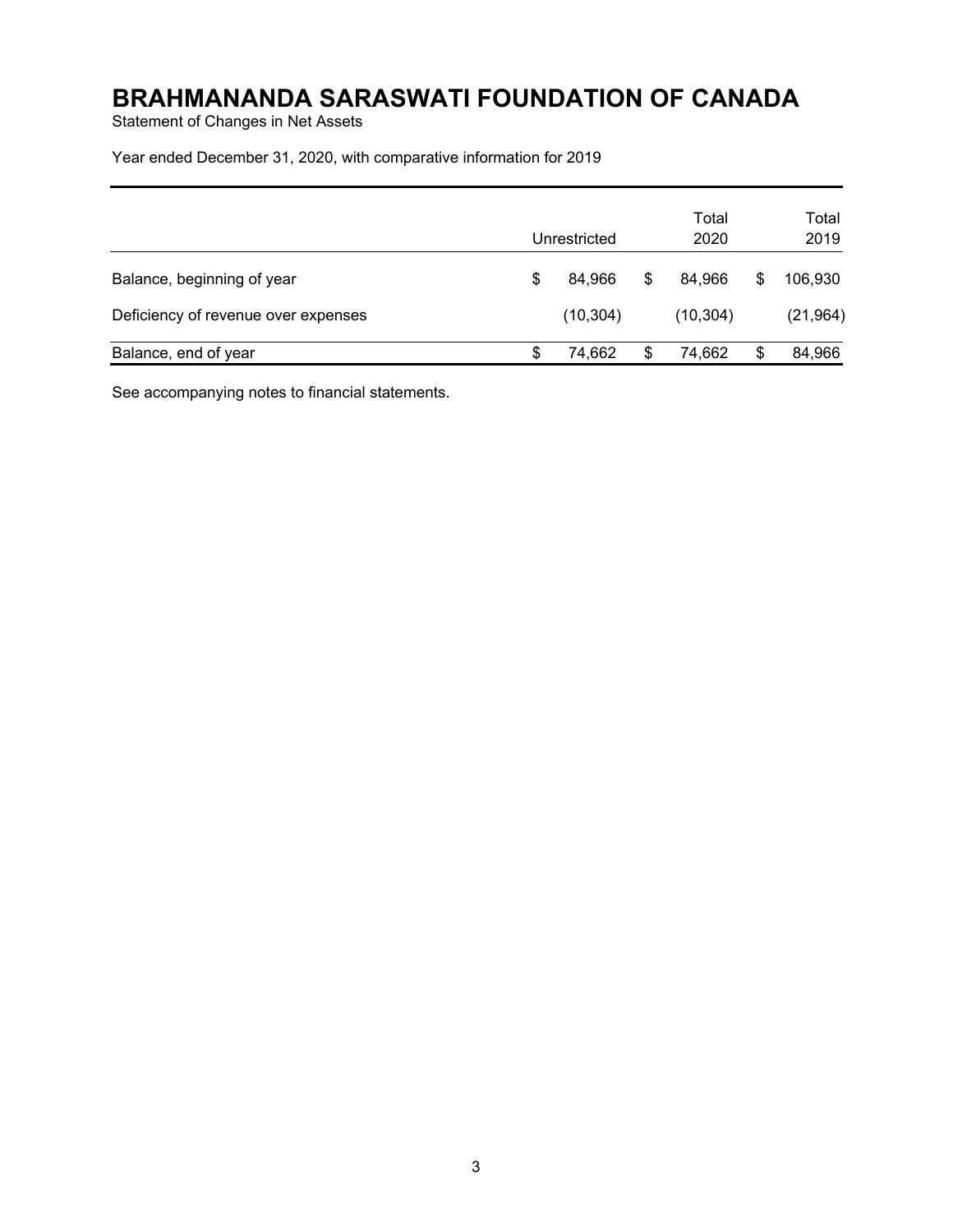# BRAHMANANDA SARASWATI FOUNDATION OF CANADA

Statement of Changes in Net Assets

Year ended December 31, 2020, with comparative information for 2019

| | Unrestricted | Total 2020 | Total 2019 |
|---|---|---|---|
| Balance, beginning of year | $ 84,966 | $ 84,966 | $ 106,930 |
| Deficiency of revenue over expenses | (10,304) | (10,304) | (21,964) |
| Balance, end of year | $ 74,662 | $ 74,662 | $ 84,966 |

See accompanying notes to financial statements.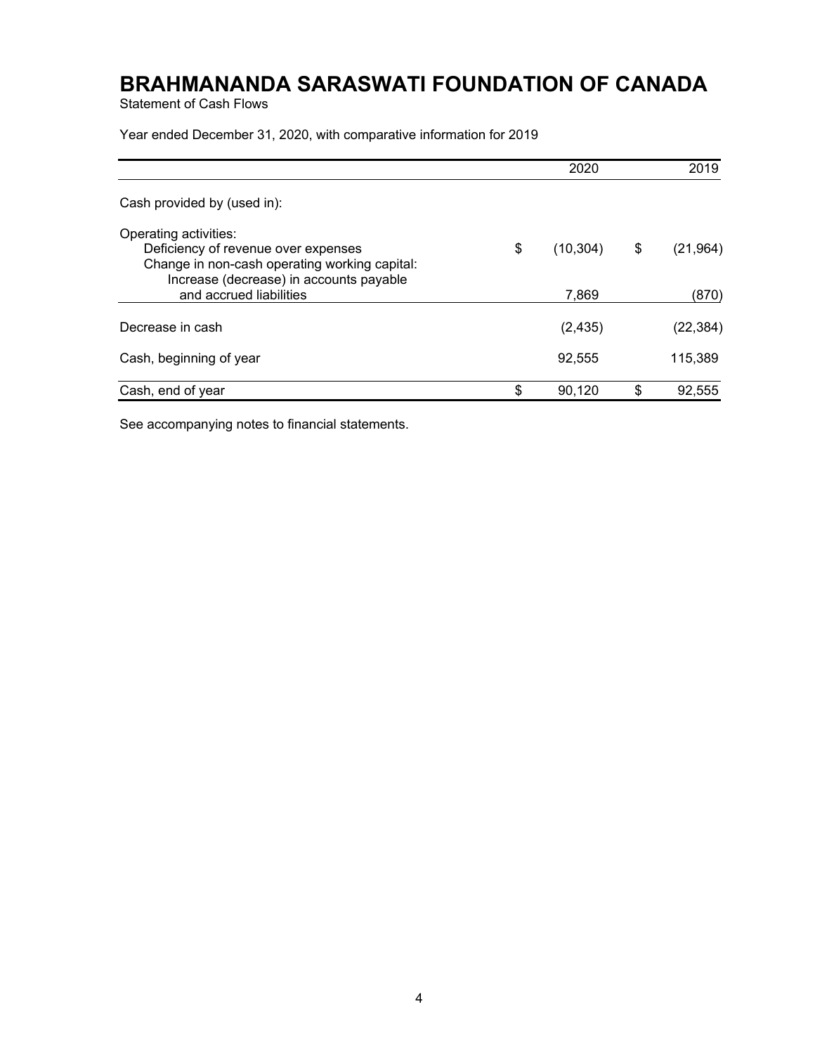# BRAHMANANDA SARASWATI FOUNDATION OF CANADA

Statement of Cash Flows

Year ended December 31, 2020, with comparative information for 2019

| | 2020 | 2019 |
|---|---|---|
| Cash provided by (used in): | | |
| Operating activities: | | |
| Deficiency of revenue over expenses | $ (10,304) | $ (21,964) |
| Change in non-cash operating working capital: | | |
| Increase (decrease) in accounts payable and accrued liabilities | 7,869 | (870) |
| Decrease in cash | (2,435) | (22,384) |
| Cash, beginning of year | 92,555 | 115,389 |
| Cash, end of year | $ 90,120 | $ 92,555 |

See accompanying notes to financial statements.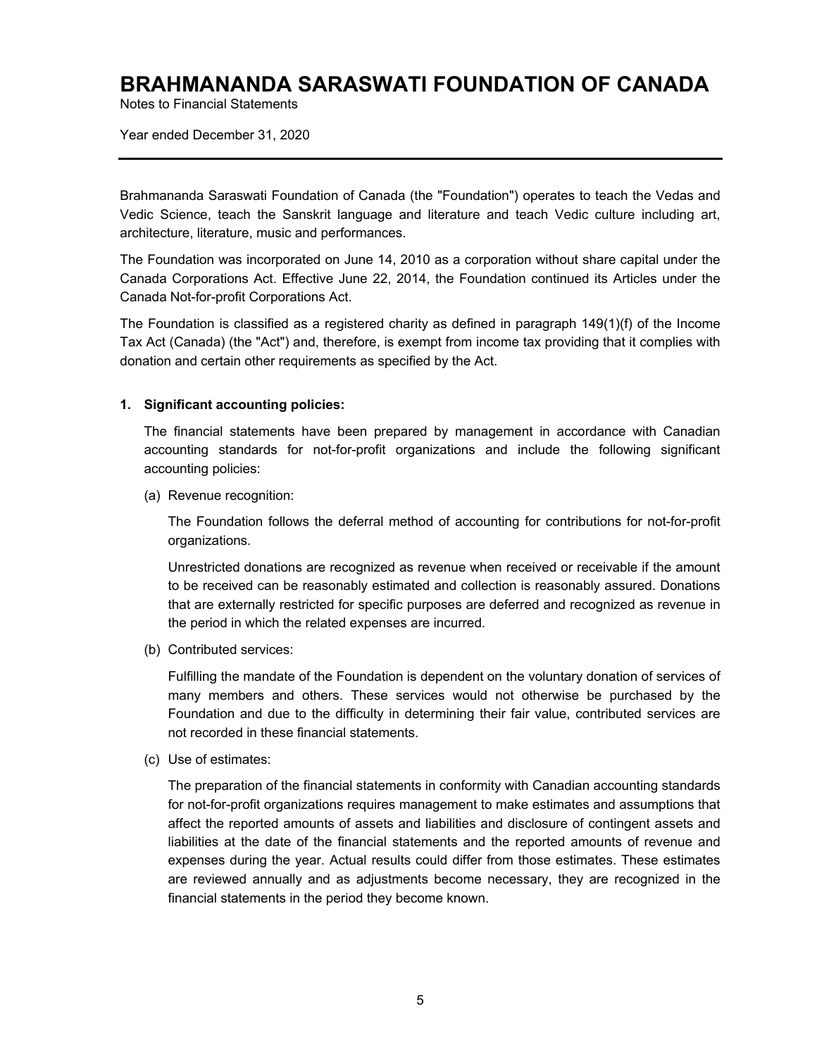# BRAHMANANDA SARASWATI FOUNDATION OF CANADA

Notes to Financial Statements

Year ended December 31, 2020

---

Brahmananda Saraswati Foundation of Canada (the "Foundation") operates to teach the Vedas and Vedic Science, teach the Sanskrit language and literature and teach Vedic culture including art, architecture, literature, music and performances.

The Foundation was incorporated on June 14, 2010 as a corporation without share capital under the Canada Corporations Act. Effective June 22, 2014, the Foundation continued its Articles under the Canada Not-for-profit Corporations Act.

The Foundation is classified as a registered charity as defined in paragraph 149(1)(f) of the Income Tax Act (Canada) (the "Act") and, therefore, is exempt from income tax providing that it complies with donation and certain other requirements as specified by the Act.

## 1. Significant accounting policies:

The financial statements have been prepared by management in accordance with Canadian accounting standards for not-for-profit organizations and include the following significant accounting policies:

(a) Revenue recognition:

The Foundation follows the deferral method of accounting for contributions for not-for-profit organizations.

Unrestricted donations are recognized as revenue when received or receivable if the amount to be received can be reasonably estimated and collection is reasonably assured. Donations that are externally restricted for specific purposes are deferred and recognized as revenue in the period in which the related expenses are incurred.

(b) Contributed services:

Fulfilling the mandate of the Foundation is dependent on the voluntary donation of services of many members and others. These services would not otherwise be purchased by the Foundation and due to the difficulty in determining their fair value, contributed services are not recorded in these financial statements.

(c) Use of estimates:

The preparation of the financial statements in conformity with Canadian accounting standards for not-for-profit organizations requires management to make estimates and assumptions that affect the reported amounts of assets and liabilities and disclosure of contingent assets and liabilities at the date of the financial statements and the reported amounts of revenue and expenses during the year. Actual results could differ from those estimates. These estimates are reviewed annually and as adjustments become necessary, they are recognized in the financial statements in the period they become known.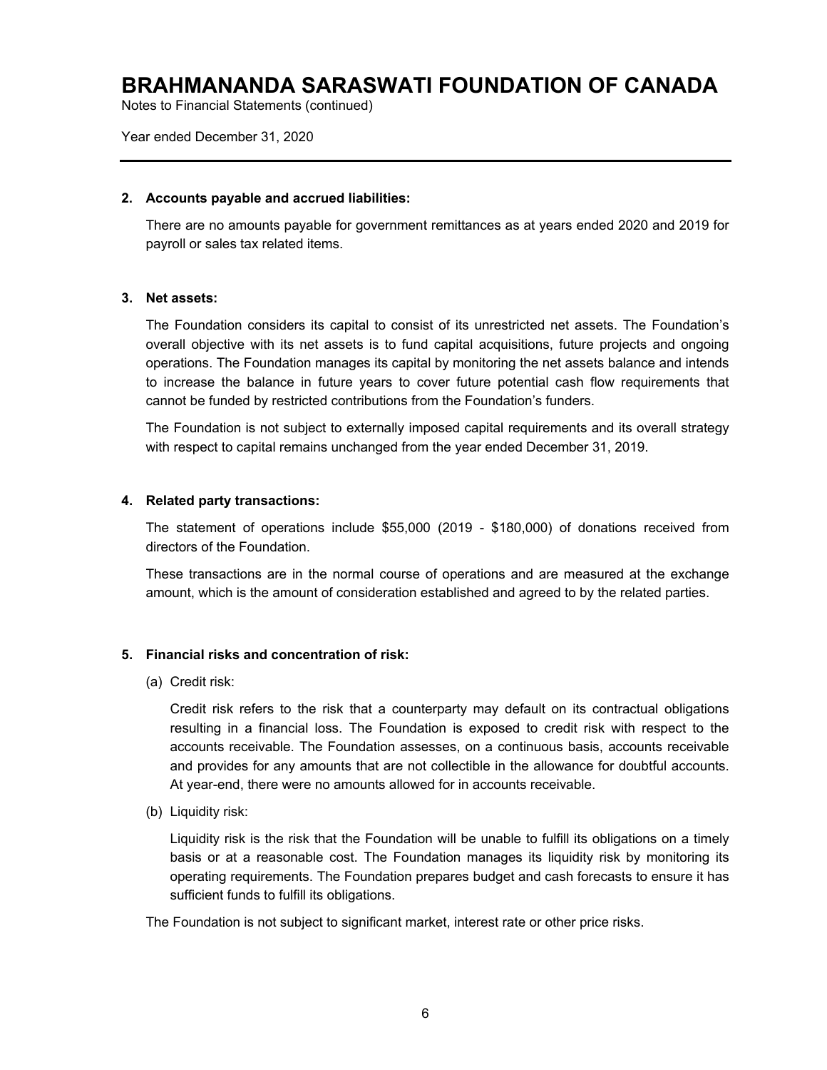# BRAHMANANDA SARASWATI FOUNDATION OF CANADA

Notes to Financial Statements (continued)

Year ended December 31, 2020

## 2. Accounts payable and accrued liabilities:

There are no amounts payable for government remittances as at years ended 2020 and 2019 for payroll or sales tax related items.

## 3. Net assets:

The Foundation considers its capital to consist of its unrestricted net assets. The Foundation's overall objective with its net assets is to fund capital acquisitions, future projects and ongoing operations. The Foundation manages its capital by monitoring the net assets balance and intends to increase the balance in future years to cover future potential cash flow requirements that cannot be funded by restricted contributions from the Foundation's funders.

The Foundation is not subject to externally imposed capital requirements and its overall strategy with respect to capital remains unchanged from the year ended December 31, 2019.

## 4. Related party transactions:

The statement of operations include $55,000 (2019 - $180,000) of donations received from directors of the Foundation.

These transactions are in the normal course of operations and are measured at the exchange amount, which is the amount of consideration established and agreed to by the related parties.

## 5. Financial risks and concentration of risk:

(a) Credit risk:

Credit risk refers to the risk that a counterparty may default on its contractual obligations resulting in a financial loss. The Foundation is exposed to credit risk with respect to the accounts receivable. The Foundation assesses, on a continuous basis, accounts receivable and provides for any amounts that are not collectible in the allowance for doubtful accounts. At year-end, there were no amounts allowed for in accounts receivable.

(b) Liquidity risk:

Liquidity risk is the risk that the Foundation will be unable to fulfill its obligations on a timely basis or at a reasonable cost. The Foundation manages its liquidity risk by monitoring its operating requirements. The Foundation prepares budget and cash forecasts to ensure it has sufficient funds to fulfill its obligations.

The Foundation is not subject to significant market, interest rate or other price risks.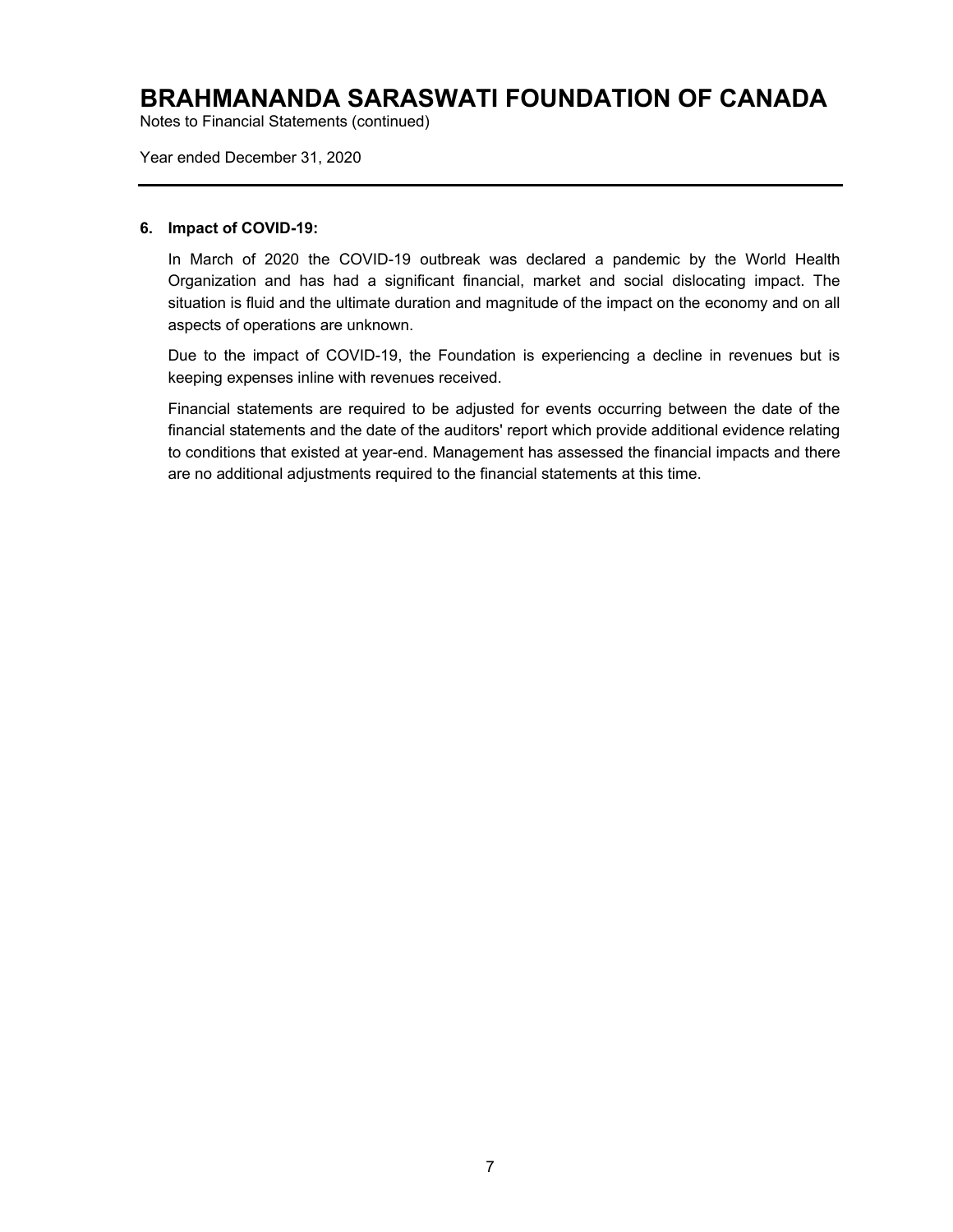# BRAHMANANDA SARASWATI FOUNDATION OF CANADA

Notes to Financial Statements (continued)

Year ended December 31, 2020

---

**6. Impact of COVID-19:**

In March of 2020 the COVID-19 outbreak was declared a pandemic by the World Health Organization and has had a significant financial, market and social dislocating impact. The situation is fluid and the ultimate duration and magnitude of the impact on the economy and on all aspects of operations are unknown.

Due to the impact of COVID-19, the Foundation is experiencing a decline in revenues but is keeping expenses inline with revenues received.

Financial statements are required to be adjusted for events occurring between the date of the financial statements and the date of the auditors' report which provide additional evidence relating to conditions that existed at year-end. Management has assessed the financial impacts and there are no additional adjustments required to the financial statements at this time.